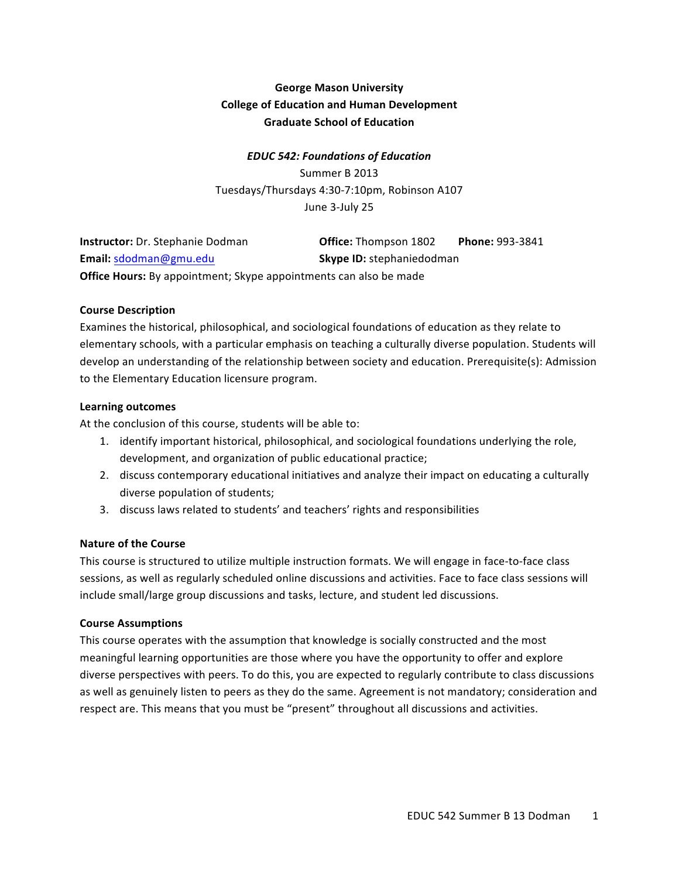**George Mason University**
**College of Education and Human Development**
**Graduate School of Education**

***EDUC 542: Foundations of Education***
Summer B 2013
Tuesdays/Thursdays 4:30-7:10pm, Robinson A107
June 3-July 25

**Instructor:** Dr. Stephanie Dodman **Office:** Thompson 1802 **Phone:** 993-3841
**Email:** sdodman@gmu.edu **Skype ID:** stephaniedodman
**Office Hours:** By appointment; Skype appointments can also be made

**Course Description**

Examines the historical, philosophical, and sociological foundations of education as they relate to elementary schools, with a particular emphasis on teaching a culturally diverse population. Students will develop an understanding of the relationship between society and education. Prerequisite(s): Admission to the Elementary Education licensure program.

**Learning outcomes**

At the conclusion of this course, students will be able to:

1. identify important historical, philosophical, and sociological foundations underlying the role, development, and organization of public educational practice;
2. discuss contemporary educational initiatives and analyze their impact on educating a culturally diverse population of students;
3. discuss laws related to students' and teachers' rights and responsibilities

**Nature of the Course**

This course is structured to utilize multiple instruction formats. We will engage in face-to-face class sessions, as well as regularly scheduled online discussions and activities. Face to face class sessions will include small/large group discussions and tasks, lecture, and student led discussions.

**Course Assumptions**

This course operates with the assumption that knowledge is socially constructed and the most meaningful learning opportunities are those where you have the opportunity to offer and explore diverse perspectives with peers. To do this, you are expected to regularly contribute to class discussions as well as genuinely listen to peers as they do the same. Agreement is not mandatory; consideration and respect are. This means that you must be "present" throughout all discussions and activities.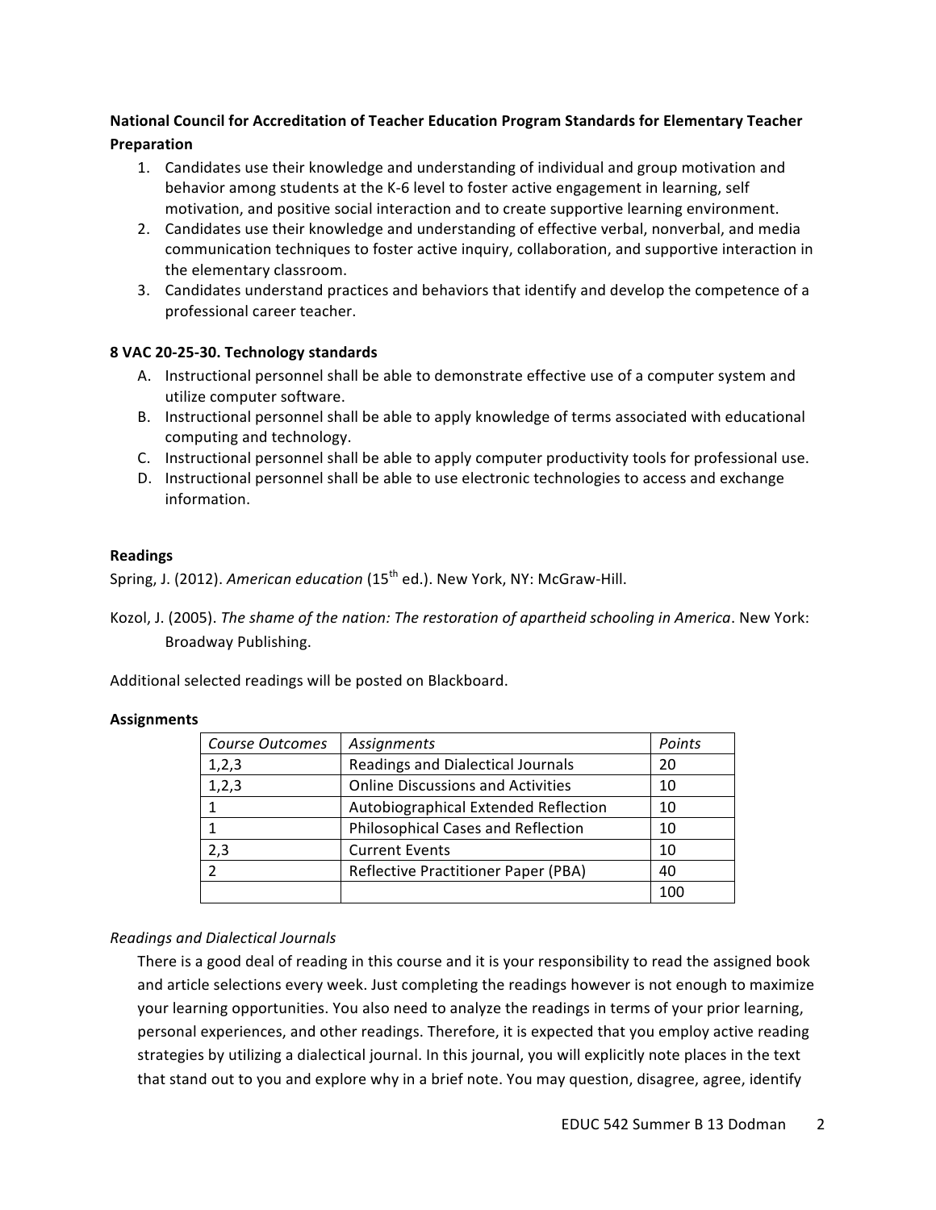**National Council for Accreditation of Teacher Education Program Standards for Elementary Teacher Preparation**

1. Candidates use their knowledge and understanding of individual and group motivation and behavior among students at the K-6 level to foster active engagement in learning, self motivation, and positive social interaction and to create supportive learning environment.
2. Candidates use their knowledge and understanding of effective verbal, nonverbal, and media communication techniques to foster active inquiry, collaboration, and supportive interaction in the elementary classroom.
3. Candidates understand practices and behaviors that identify and develop the competence of a professional career teacher.

**8 VAC 20-25-30. Technology standards**

A. Instructional personnel shall be able to demonstrate effective use of a computer system and utilize computer software.
B. Instructional personnel shall be able to apply knowledge of terms associated with educational computing and technology.
C. Instructional personnel shall be able to apply computer productivity tools for professional use.
D. Instructional personnel shall be able to use electronic technologies to access and exchange information.

**Readings**

Spring, J. (2012). *American education* (15th ed.). New York, NY: McGraw-Hill.

Kozol, J. (2005). *The shame of the nation: The restoration of apartheid schooling in America*. New York: Broadway Publishing.

Additional selected readings will be posted on Blackboard.

**Assignments**

| *Course Outcomes* | *Assignments* | *Points* |
|---|---|---|
| 1,2,3 | Readings and Dialectical Journals | 20 |
| 1,2,3 | Online Discussions and Activities | 10 |
| 1 | Autobiographical Extended Reflection | 10 |
| 1 | Philosophical Cases and Reflection | 10 |
| 2,3 | Current Events | 10 |
| 2 | Reflective Practitioner Paper (PBA) | 40 |
| | | 100 |

*Readings and Dialectical Journals*

There is a good deal of reading in this course and it is your responsibility to read the assigned book and article selections every week. Just completing the readings however is not enough to maximize your learning opportunities. You also need to analyze the readings in terms of your prior learning, personal experiences, and other readings. Therefore, it is expected that you employ active reading strategies by utilizing a dialectical journal. In this journal, you will explicitly note places in the text that stand out to you and explore why in a brief note. You may question, disagree, agree, identify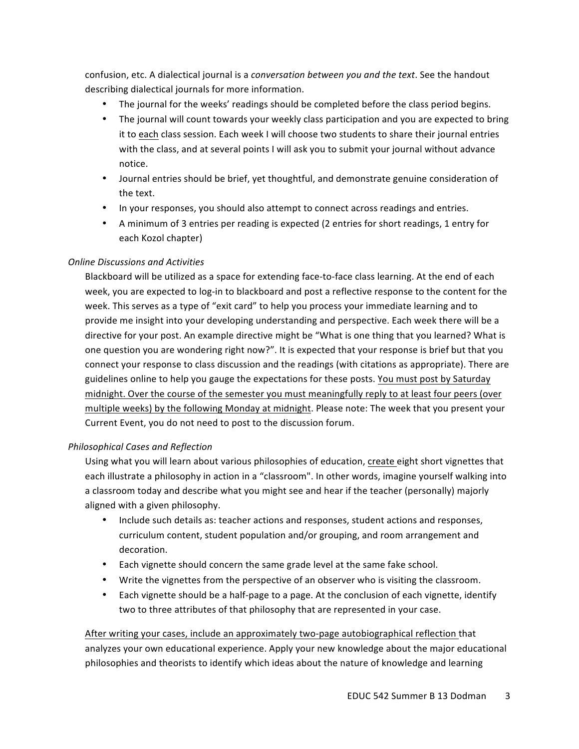confusion, etc. A dialectical journal is a *conversation between you and the text*. See the handout describing dialectical journals for more information.

- The journal for the weeks' readings should be completed before the class period begins.
- The journal will count towards your weekly class participation and you are expected to bring it to each class session. Each week I will choose two students to share their journal entries with the class, and at several points I will ask you to submit your journal without advance notice.
- Journal entries should be brief, yet thoughtful, and demonstrate genuine consideration of the text.
- In your responses, you should also attempt to connect across readings and entries.
- A minimum of 3 entries per reading is expected (2 entries for short readings, 1 entry for each Kozol chapter)

*Online Discussions and Activities*

Blackboard will be utilized as a space for extending face-to-face class learning. At the end of each week, you are expected to log-in to blackboard and post a reflective response to the content for the week. This serves as a type of "exit card" to help you process your immediate learning and to provide me insight into your developing understanding and perspective. Each week there will be a directive for your post. An example directive might be "What is one thing that you learned? What is one question you are wondering right now?". It is expected that your response is brief but that you connect your response to class discussion and the readings (with citations as appropriate). There are guidelines online to help you gauge the expectations for these posts. You must post by Saturday midnight. Over the course of the semester you must meaningfully reply to at least four peers (over multiple weeks) by the following Monday at midnight. Please note: The week that you present your Current Event, you do not need to post to the discussion forum.

*Philosophical Cases and Reflection*

Using what you will learn about various philosophies of education, create eight short vignettes that each illustrate a philosophy in action in a "classroom". In other words, imagine yourself walking into a classroom today and describe what you might see and hear if the teacher (personally) majorly aligned with a given philosophy.

- Include such details as: teacher actions and responses, student actions and responses, curriculum content, student population and/or grouping, and room arrangement and decoration.
- Each vignette should concern the same grade level at the same fake school.
- Write the vignettes from the perspective of an observer who is visiting the classroom.
- Each vignette should be a half-page to a page. At the conclusion of each vignette, identify two to three attributes of that philosophy that are represented in your case.

After writing your cases, include an approximately two-page autobiographical reflection that analyzes your own educational experience. Apply your new knowledge about the major educational philosophies and theorists to identify which ideas about the nature of knowledge and learning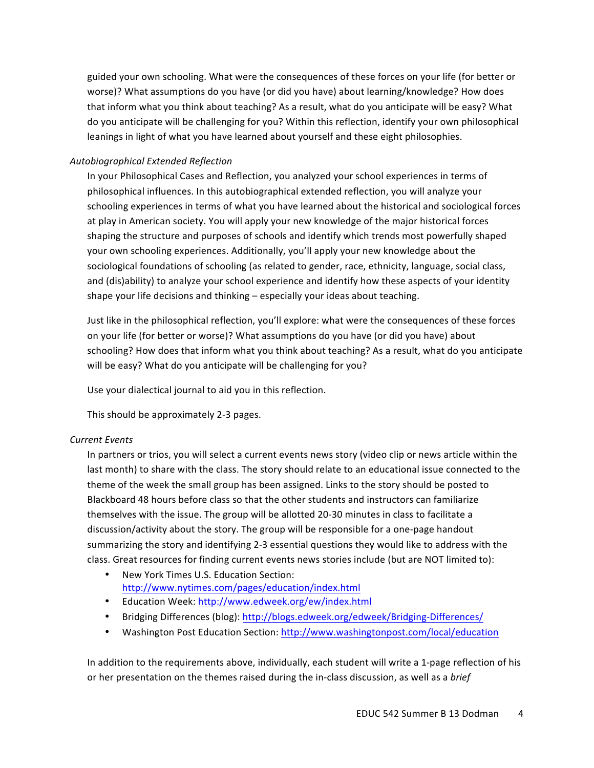guided your own schooling. What were the consequences of these forces on your life (for better or worse)? What assumptions do you have (or did you have) about learning/knowledge? How does that inform what you think about teaching? As a result, what do you anticipate will be easy? What do you anticipate will be challenging for you? Within this reflection, identify your own philosophical leanings in light of what you have learned about yourself and these eight philosophies.

*Autobiographical Extended Reflection*

In your Philosophical Cases and Reflection, you analyzed your school experiences in terms of philosophical influences. In this autobiographical extended reflection, you will analyze your schooling experiences in terms of what you have learned about the historical and sociological forces at play in American society. You will apply your new knowledge of the major historical forces shaping the structure and purposes of schools and identify which trends most powerfully shaped your own schooling experiences. Additionally, you'll apply your new knowledge about the sociological foundations of schooling (as related to gender, race, ethnicity, language, social class, and (dis)ability) to analyze your school experience and identify how these aspects of your identity shape your life decisions and thinking – especially your ideas about teaching.

Just like in the philosophical reflection, you'll explore: what were the consequences of these forces on your life (for better or worse)? What assumptions do you have (or did you have) about schooling? How does that inform what you think about teaching? As a result, what do you anticipate will be easy? What do you anticipate will be challenging for you?

Use your dialectical journal to aid you in this reflection.

This should be approximately 2-3 pages.

*Current Events*

In partners or trios, you will select a current events news story (video clip or news article within the last month) to share with the class. The story should relate to an educational issue connected to the theme of the week the small group has been assigned. Links to the story should be posted to Blackboard 48 hours before class so that the other students and instructors can familiarize themselves with the issue. The group will be allotted 20-30 minutes in class to facilitate a discussion/activity about the story. The group will be responsible for a one-page handout summarizing the story and identifying 2-3 essential questions they would like to address with the class. Great resources for finding current events news stories include (but are NOT limited to):

- New York Times U.S. Education Section: http://www.nytimes.com/pages/education/index.html
- Education Week: http://www.edweek.org/ew/index.html
- Bridging Differences (blog): http://blogs.edweek.org/edweek/Bridging-Differences/
- Washington Post Education Section: http://www.washingtonpost.com/local/education

In addition to the requirements above, individually, each student will write a 1-page reflection of his or her presentation on the themes raised during the in-class discussion, as well as a *brief*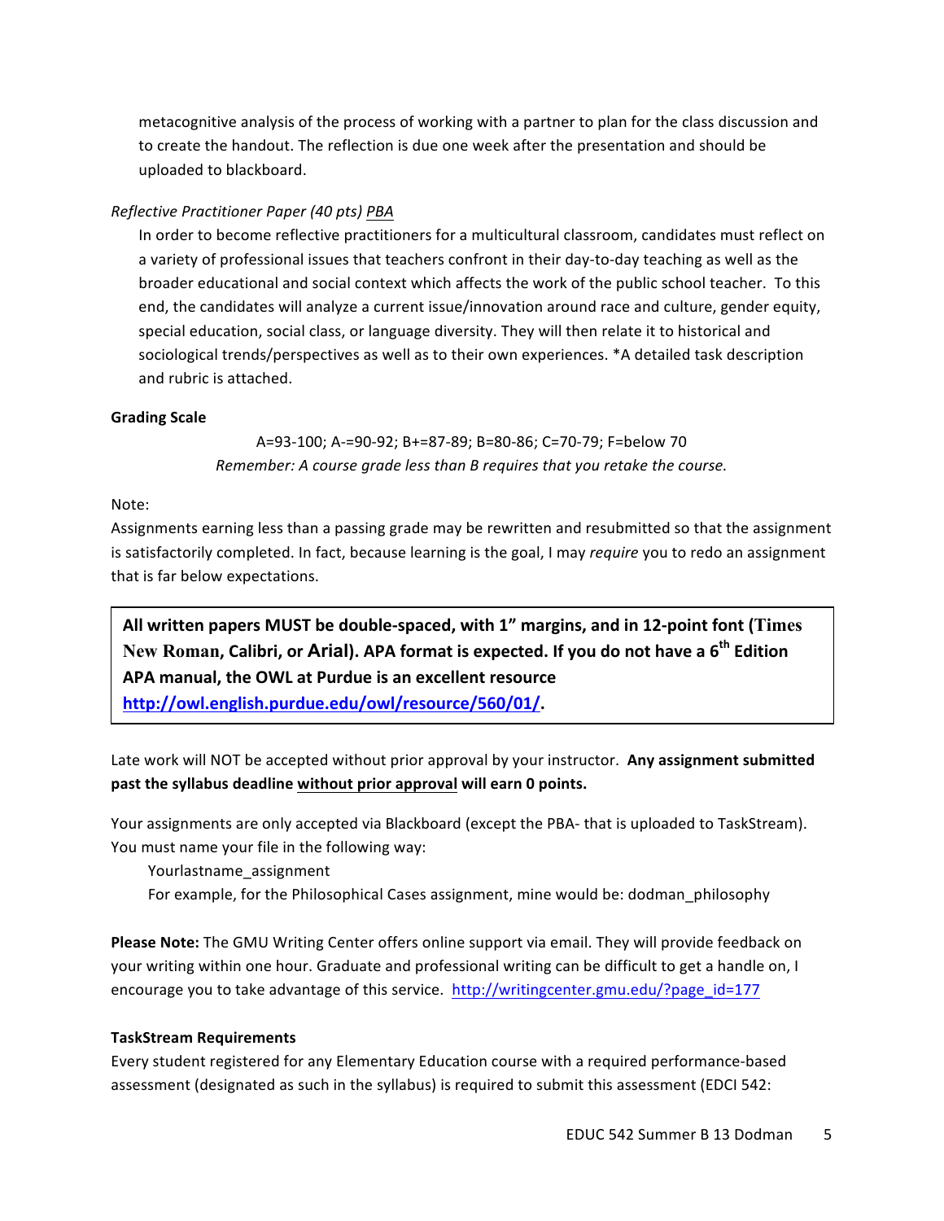metacognitive analysis of the process of working with a partner to plan for the class discussion and to create the handout. The reflection is due one week after the presentation and should be uploaded to blackboard.

*Reflective Practitioner Paper (40 pts) PBA*

In order to become reflective practitioners for a multicultural classroom, candidates must reflect on a variety of professional issues that teachers confront in their day-to-day teaching as well as the broader educational and social context which affects the work of the public school teacher. To this end, the candidates will analyze a current issue/innovation around race and culture, gender equity, special education, social class, or language diversity. They will then relate it to historical and sociological trends/perspectives as well as to their own experiences. *A detailed task description and rubric is attached.

**Grading Scale**

A=93-100; A-=90-92; B+=87-89; B=80-86; C=70-79; F=below 70

*Remember: A course grade less than B requires that you retake the course.*

Note:

Assignments earning less than a passing grade may be rewritten and resubmitted so that the assignment is satisfactorily completed. In fact, because learning is the goal, I may *require* you to redo an assignment that is far below expectations.

**All written papers MUST be double-spaced, with 1" margins, and in 12-point font (Times New Roman, Calibri, or Arial). APA format is expected. If you do not have a 6th Edition APA manual, the OWL at Purdue is an excellent resource http://owl.english.purdue.edu/owl/resource/560/01/.**

Late work will NOT be accepted without prior approval by your instructor. **Any assignment submitted past the syllabus deadline without prior approval will earn 0 points.**

Your assignments are only accepted via Blackboard (except the PBA- that is uploaded to TaskStream). You must name your file in the following way:

Yourlastname_assignment

For example, for the Philosophical Cases assignment, mine would be: dodman_philosophy

**Please Note:** The GMU Writing Center offers online support via email. They will provide feedback on your writing within one hour. Graduate and professional writing can be difficult to get a handle on, I encourage you to take advantage of this service. http://writingcenter.gmu.edu/?page_id=177

**TaskStream Requirements**

Every student registered for any Elementary Education course with a required performance-based assessment (designated as such in the syllabus) is required to submit this assessment (EDCI 542: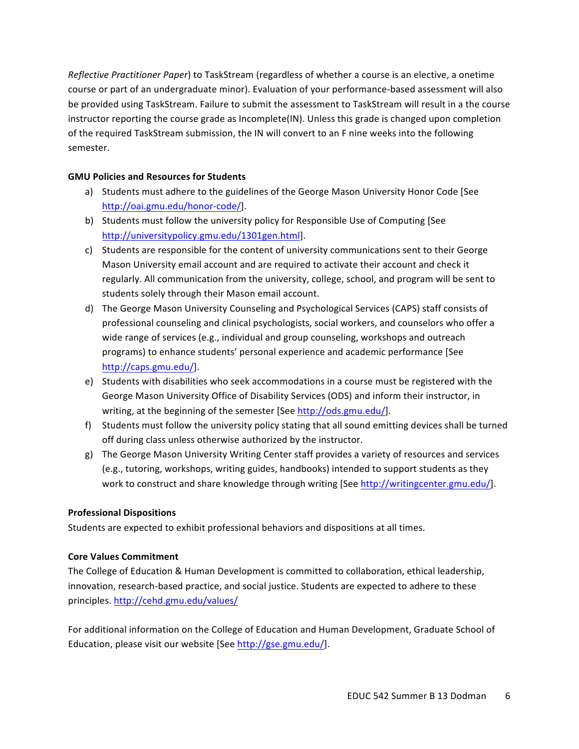*Reflective Practitioner Paper*) to TaskStream (regardless of whether a course is an elective, a onetime course or part of an undergraduate minor). Evaluation of your performance-based assessment will also be provided using TaskStream. Failure to submit the assessment to TaskStream will result in a the course instructor reporting the course grade as Incomplete(IN). Unless this grade is changed upon completion of the required TaskStream submission, the IN will convert to an F nine weeks into the following semester.

**GMU Policies and Resources for Students**

a) Students must adhere to the guidelines of the George Mason University Honor Code [See http://oai.gmu.edu/honor-code/].
b) Students must follow the university policy for Responsible Use of Computing [See http://universitypolicy.gmu.edu/1301gen.html].
c) Students are responsible for the content of university communications sent to their George Mason University email account and are required to activate their account and check it regularly. All communication from the university, college, school, and program will be sent to students solely through their Mason email account.
d) The George Mason University Counseling and Psychological Services (CAPS) staff consists of professional counseling and clinical psychologists, social workers, and counselors who offer a wide range of services (e.g., individual and group counseling, workshops and outreach programs) to enhance students' personal experience and academic performance [See http://caps.gmu.edu/].
e) Students with disabilities who seek accommodations in a course must be registered with the George Mason University Office of Disability Services (ODS) and inform their instructor, in writing, at the beginning of the semester [See http://ods.gmu.edu/].
f) Students must follow the university policy stating that all sound emitting devices shall be turned off during class unless otherwise authorized by the instructor.
g) The George Mason University Writing Center staff provides a variety of resources and services (e.g., tutoring, workshops, writing guides, handbooks) intended to support students as they work to construct and share knowledge through writing [See http://writingcenter.gmu.edu/].

**Professional Dispositions**

Students are expected to exhibit professional behaviors and dispositions at all times.

**Core Values Commitment**

The College of Education & Human Development is committed to collaboration, ethical leadership, innovation, research-based practice, and social justice. Students are expected to adhere to these principles. http://cehd.gmu.edu/values/

For additional information on the College of Education and Human Development, Graduate School of Education, please visit our website [See http://gse.gmu.edu/].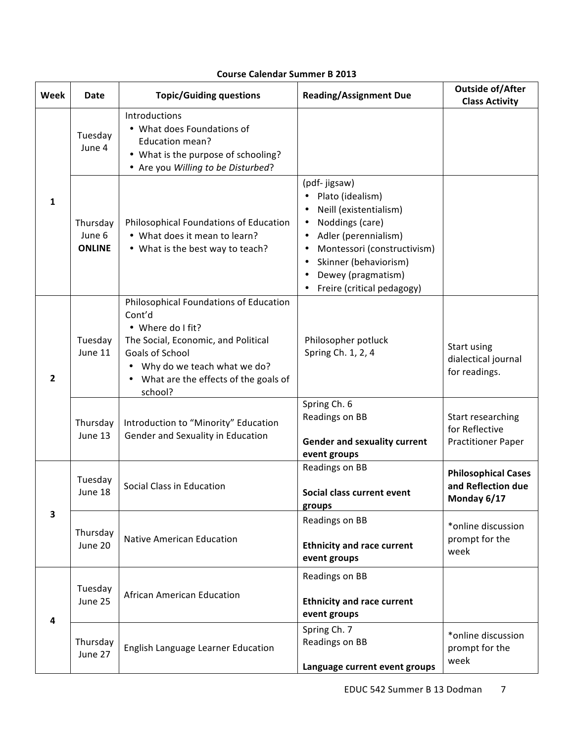**Course Calendar Summer B 2013**

| Week | Date | Topic/Guiding questions | Reading/Assignment Due | Outside of/After Class Activity |
|---|---|---|---|---|
| 1 | Tuesday June 4 | Introductions<br>• What does Foundations of Education mean?<br>• What is the purpose of schooling?<br>• Are you *Willing to be Disturbed*? | | |
| | Thursday June 6 **ONLINE** | Philosophical Foundations of Education<br>• What does it mean to learn?<br>• What is the best way to teach? | (pdf- jigsaw)<br>• Plato (idealism)<br>• Neill (existentialism)<br>• Noddings (care)<br>• Adler (perennialism)<br>• Montessori (constructivism)<br>• Skinner (behaviorism)<br>• Dewey (pragmatism)<br>• Freire (critical pedagogy) | |
| 2 | Tuesday June 11 | Philosophical Foundations of Education Cont'd<br>• Where do I fit?<br>The Social, Economic, and Political Goals of School<br>• Why do we teach what we do?<br>• What are the effects of the goals of school? | Philosopher potluck<br>Spring Ch. 1, 2, 4 | Start using dialectical journal for readings. |
| | Thursday June 13 | Introduction to "Minority" Education<br>Gender and Sexuality in Education | Spring Ch. 6<br>Readings on BB<br><br>**Gender and sexuality current event groups** | Start researching for Reflective Practitioner Paper |
| 3 | Tuesday June 18 | Social Class in Education | Readings on BB<br><br>**Social class current event groups** | **Philosophical Cases and Reflection due Monday 6/17** |
| | Thursday June 20 | Native American Education | Readings on BB<br><br>**Ethnicity and race current event groups** | *online discussion prompt for the week |
| 4 | Tuesday June 25 | African American Education | Readings on BB<br><br>**Ethnicity and race current event groups** | |
| | Thursday June 27 | English Language Learner Education | Spring Ch. 7<br>Readings on BB<br><br>**Language current event groups** | *online discussion prompt for the week |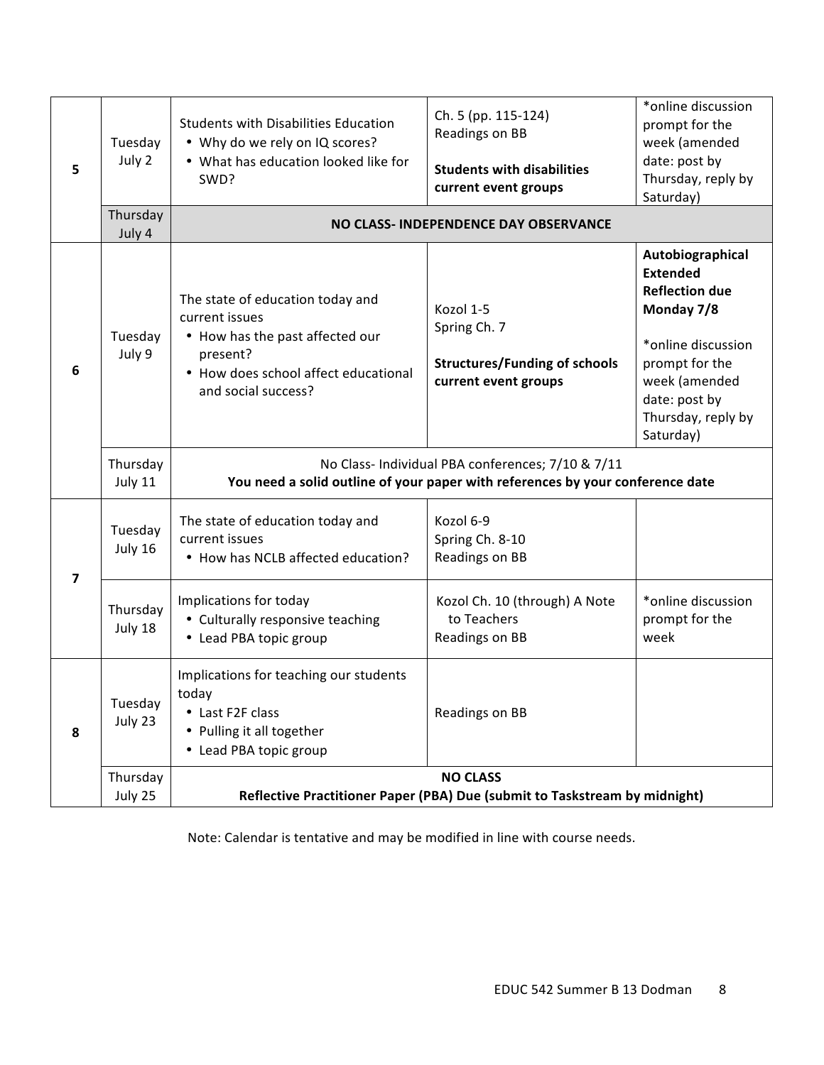| | | | | |
|---|---|---|---|---|
| 5 | Tuesday July 2 | Students with Disabilities Education<br>• Why do we rely on IQ scores?<br>• What has education looked like for SWD? | Ch. 5 (pp. 115-124)<br>Readings on BB<br><br>**Students with disabilities current event groups** | *online discussion prompt for the week (amended date: post by Thursday, reply by Saturday) |
| | Thursday July 4 | **NO CLASS- INDEPENDENCE DAY OBSERVANCE** | | |
| 6 | Tuesday July 9 | The state of education today and current issues<br>• How has the past affected our present?<br>• How does school affect educational and social success? | Kozol 1-5<br>Spring Ch. 7<br><br>**Structures/Funding of schools current event groups** | **Autobiographical Extended Reflection due Monday 7/8**<br><br>*online discussion prompt for the week (amended date: post by Thursday, reply by Saturday) |
| | Thursday July 11 | No Class- Individual PBA conferences; 7/10 & 7/11<br>**You need a solid outline of your paper with references by your conference date** | | |
| 7 | Tuesday July 16 | The state of education today and current issues<br>• How has NCLB affected education? | Kozol 6-9<br>Spring Ch. 8-10<br>Readings on BB | |
| | Thursday July 18 | Implications for today<br>• Culturally responsive teaching<br>• Lead PBA topic group | Kozol Ch. 10 (through) A Note to Teachers<br>Readings on BB | *online discussion prompt for the week |
| 8 | Tuesday July 23 | Implications for teaching our students today<br>• Last F2F class<br>• Pulling it all together<br>• Lead PBA topic group | Readings on BB | |
| | Thursday July 25 | **NO CLASS**<br>**Reflective Practitioner Paper (PBA) Due (submit to Taskstream by midnight)** | | |

Note: Calendar is tentative and may be modified in line with course needs.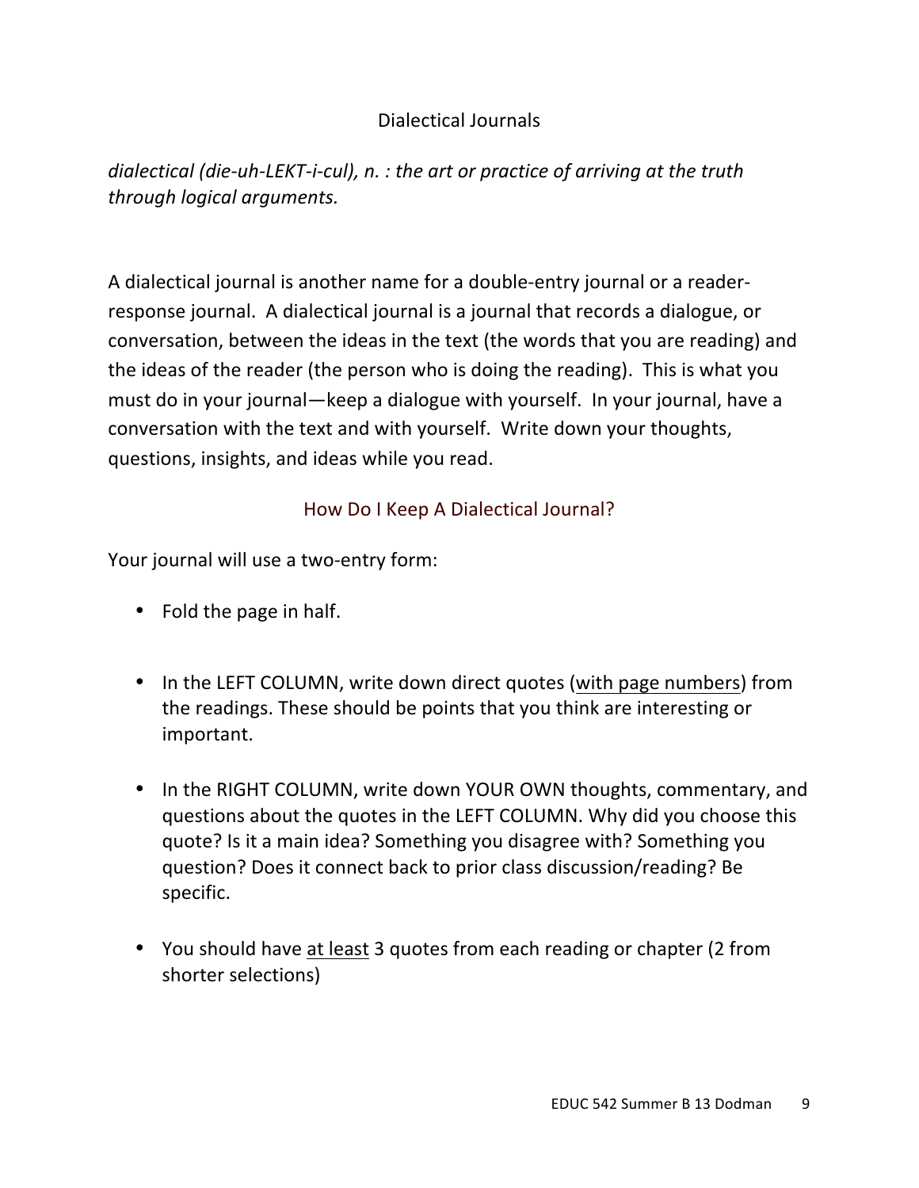## Dialectical Journals

*dialectical (die-uh-LEKT-i-cul), n. : the art or practice of arriving at the truth through logical arguments.*

A dialectical journal is another name for a double-entry journal or a reader-response journal. A dialectical journal is a journal that records a dialogue, or conversation, between the ideas in the text (the words that you are reading) and the ideas of the reader (the person who is doing the reading). This is what you must do in your journal—keep a dialogue with yourself. In your journal, have a conversation with the text and with yourself. Write down your thoughts, questions, insights, and ideas while you read.

### How Do I Keep A Dialectical Journal?

Your journal will use a two-entry form:

- Fold the page in half.
- In the LEFT COLUMN, write down direct quotes (<u>with page numbers</u>) from the readings. These should be points that you think are interesting or important.
- In the RIGHT COLUMN, write down YOUR OWN thoughts, commentary, and questions about the quotes in the LEFT COLUMN. Why did you choose this quote? Is it a main idea? Something you disagree with? Something you question? Does it connect back to prior class discussion/reading? Be specific.
- You should have <u>at least</u> 3 quotes from each reading or chapter (2 from shorter selections)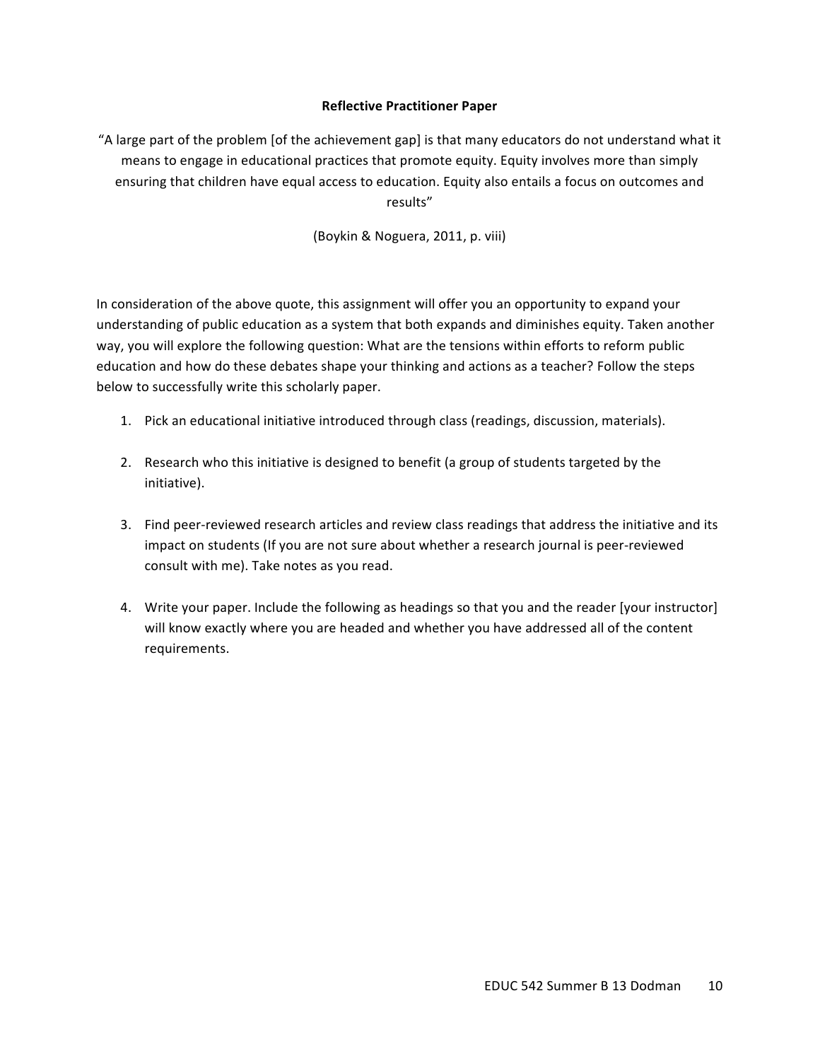**Reflective Practitioner Paper**

"A large part of the problem [of the achievement gap] is that many educators do not understand what it means to engage in educational practices that promote equity. Equity involves more than simply ensuring that children have equal access to education. Equity also entails a focus on outcomes and results"

(Boykin & Noguera, 2011, p. viii)

In consideration of the above quote, this assignment will offer you an opportunity to expand your understanding of public education as a system that both expands and diminishes equity. Taken another way, you will explore the following question: What are the tensions within efforts to reform public education and how do these debates shape your thinking and actions as a teacher? Follow the steps below to successfully write this scholarly paper.

1. Pick an educational initiative introduced through class (readings, discussion, materials).

2. Research who this initiative is designed to benefit (a group of students targeted by the initiative).

3. Find peer-reviewed research articles and review class readings that address the initiative and its impact on students (If you are not sure about whether a research journal is peer-reviewed consult with me). Take notes as you read.

4. Write your paper. Include the following as headings so that you and the reader [your instructor] will know exactly where you are headed and whether you have addressed all of the content requirements.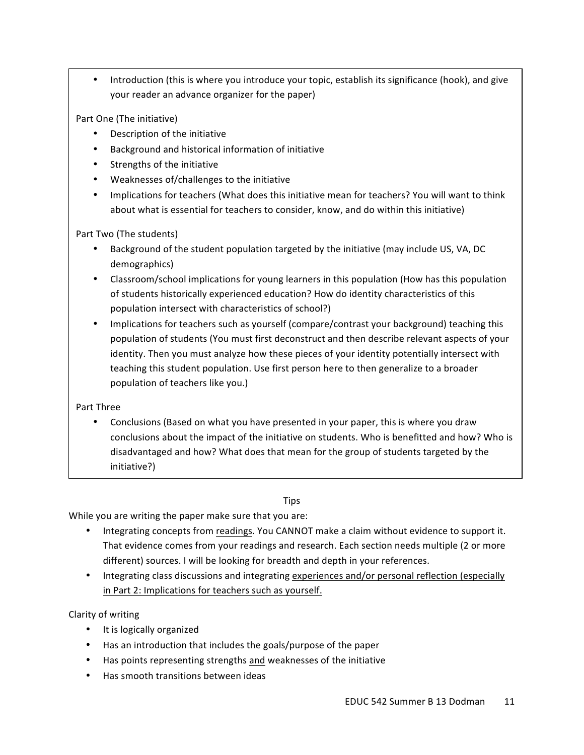- Introduction (this is where you introduce your topic, establish its significance (hook), and give your reader an advance organizer for the paper)

Part One (The initiative)

- Description of the initiative
- Background and historical information of initiative
- Strengths of the initiative
- Weaknesses of/challenges to the initiative
- Implications for teachers (What does this initiative mean for teachers? You will want to think about what is essential for teachers to consider, know, and do within this initiative)

Part Two (The students)

- Background of the student population targeted by the initiative (may include US, VA, DC demographics)
- Classroom/school implications for young learners in this population (How has this population of students historically experienced education? How do identity characteristics of this population intersect with characteristics of school?)
- Implications for teachers such as yourself (compare/contrast your background) teaching this population of students (You must first deconstruct and then describe relevant aspects of your identity. Then you must analyze how these pieces of your identity potentially intersect with teaching this student population. Use first person here to then generalize to a broader population of teachers like you.)

Part Three

- Conclusions (Based on what you have presented in your paper, this is where you draw conclusions about the impact of the initiative on students. Who is benefitted and how? Who is disadvantaged and how? What does that mean for the group of students targeted by the initiative?)

Tips

While you are writing the paper make sure that you are:

- Integrating concepts from <u>readings</u>. You CANNOT make a claim without evidence to support it. That evidence comes from your readings and research. Each section needs multiple (2 or more different) sources. I will be looking for breadth and depth in your references.
- Integrating class discussions and integrating <u>experiences and/or personal reflection (especially in Part 2: Implications for teachers such as yourself.</u>

Clarity of writing

- It is logically organized
- Has an introduction that includes the goals/purpose of the paper
- Has points representing strengths <u>and</u> weaknesses of the initiative
- Has smooth transitions between ideas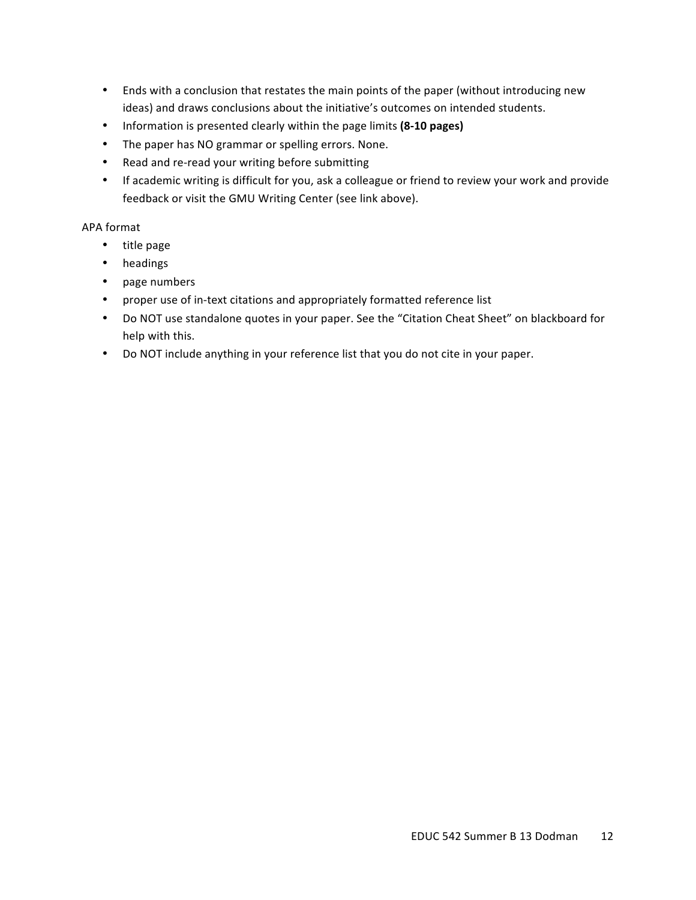- Ends with a conclusion that restates the main points of the paper (without introducing new ideas) and draws conclusions about the initiative's outcomes on intended students.
- Information is presented clearly within the page limits **(8-10 pages)**
- The paper has NO grammar or spelling errors. None.
- Read and re-read your writing before submitting
- If academic writing is difficult for you, ask a colleague or friend to review your work and provide feedback or visit the GMU Writing Center (see link above).

APA format

- title page
- headings
- page numbers
- proper use of in-text citations and appropriately formatted reference list
- Do NOT use standalone quotes in your paper. See the "Citation Cheat Sheet" on blackboard for help with this.
- Do NOT include anything in your reference list that you do not cite in your paper.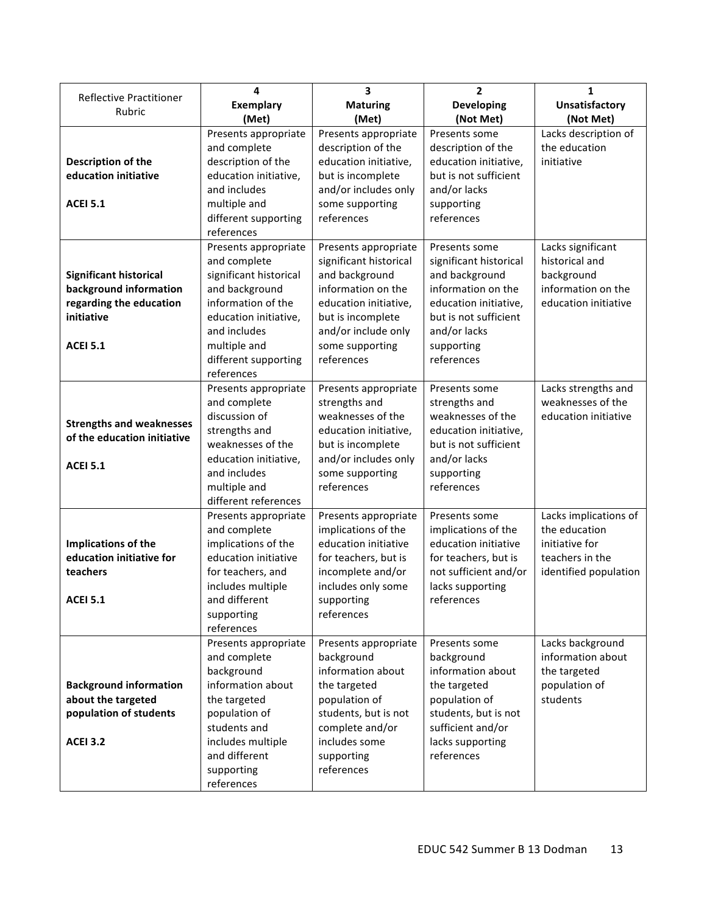| Reflective Practitioner Rubric | 4<br>**Exemplary**<br>**(Met)** | 3<br>**Maturing**<br>**(Met)** | 2<br>**Developing**<br>**(Not Met)** | 1<br>**Unsatisfactory**<br>**(Not Met)** |
|---|---|---|---|---|
| **Description of the education initiative**<br><br>**ACEI 5.1** | Presents appropriate and complete description of the education initiative, and includes multiple and different supporting references | Presents appropriate description of the education initiative, but is incomplete and/or includes only some supporting references | Presents some description of the education initiative, but is not sufficient and/or lacks supporting references | Lacks description of the education initiative |
| **Significant historical background information regarding the education initiative**<br><br>**ACEI 5.1** | Presents appropriate and complete significant historical and background information of the education initiative, and includes multiple and different supporting references | Presents appropriate significant historical and background information on the education initiative, but is incomplete and/or include only some supporting references | Presents some significant historical and background information on the education initiative, but is not sufficient and/or lacks supporting references | Lacks significant historical and background information on the education initiative |
| **Strengths and weaknesses of the education initiative**<br><br>**ACEI 5.1** | Presents appropriate and complete discussion of strengths and weaknesses of the education initiative, and includes multiple and different references | Presents appropriate strengths and weaknesses of the education initiative, but is incomplete and/or includes only some supporting references | Presents some strengths and weaknesses of the education initiative, but is not sufficient and/or lacks supporting references | Lacks strengths and weaknesses of the education initiative |
| **Implications of the education initiative for teachers**<br><br>**ACEI 5.1** | Presents appropriate and complete implications of the education initiative for teachers, and includes multiple and different supporting references | Presents appropriate implications of the education initiative for teachers, but is incomplete and/or includes only some supporting references | Presents some implications of the education initiative for teachers, but is not sufficient and/or lacks supporting references | Lacks implications of the education initiative for teachers in the identified population |
| **Background information about the targeted population of students**<br><br>**ACEI 3.2** | Presents appropriate and complete background information about the targeted population of students and includes multiple and different supporting references | Presents appropriate background information about the targeted population of students, but is not complete and/or includes some supporting references | Presents some background information about the targeted population of students, but is not sufficient and/or lacks supporting references | Lacks background information about the targeted population of students |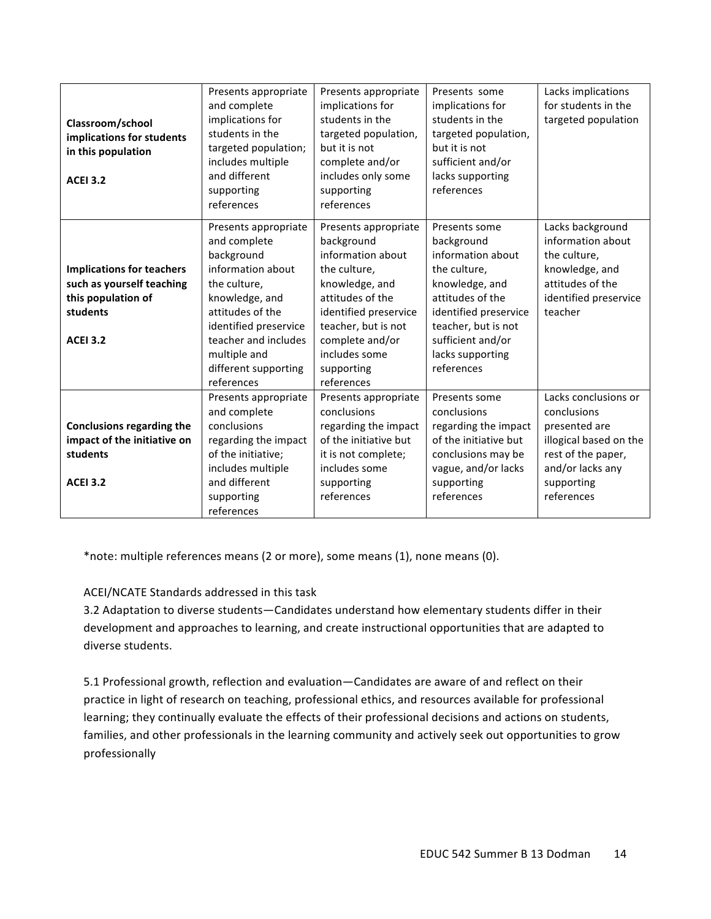| | | | | |
|---|---|---|---|---|
| **Classroom/school implications for students in this population**<br><br>**ACEI 3.2** | Presents appropriate and complete implications for students in the targeted population; includes multiple and different supporting references | Presents appropriate implications for students in the targeted population, but it is not complete and/or includes only some supporting references | Presents some implications for students in the targeted population, but it is not sufficient and/or lacks supporting references | Lacks implications for students in the targeted population |
| **Implications for teachers such as yourself teaching this population of students**<br><br>**ACEI 3.2** | Presents appropriate and complete background information about the culture, knowledge, and attitudes of the identified preservice teacher and includes multiple and different supporting references | Presents appropriate background information about the culture, knowledge, and attitudes of the identified preservice teacher, but is not complete and/or includes some supporting references | Presents some background information about the culture, knowledge, and attitudes of the identified preservice teacher, but is not sufficient and/or lacks supporting references | Lacks background information about the culture, knowledge, and attitudes of the identified preservice teacher |
| **Conclusions regarding the impact of the initiative on students**<br><br>**ACEI 3.2** | Presents appropriate and complete conclusions regarding the impact of the initiative; includes multiple and different supporting references | Presents appropriate conclusions regarding the impact of the initiative but it is not complete; includes some supporting references | Presents some conclusions regarding the impact of the initiative but conclusions may be vague, and/or lacks supporting references | Lacks conclusions or conclusions presented are illogical based on the rest of the paper, and/or lacks any supporting references |

*note: multiple references means (2 or more), some means (1), none means (0).

ACEI/NCATE Standards addressed in this task

3.2 Adaptation to diverse students—Candidates understand how elementary students differ in their development and approaches to learning, and create instructional opportunities that are adapted to diverse students.

5.1 Professional growth, reflection and evaluation—Candidates are aware of and reflect on their practice in light of research on teaching, professional ethics, and resources available for professional learning; they continually evaluate the effects of their professional decisions and actions on students, families, and other professionals in the learning community and actively seek out opportunities to grow professionally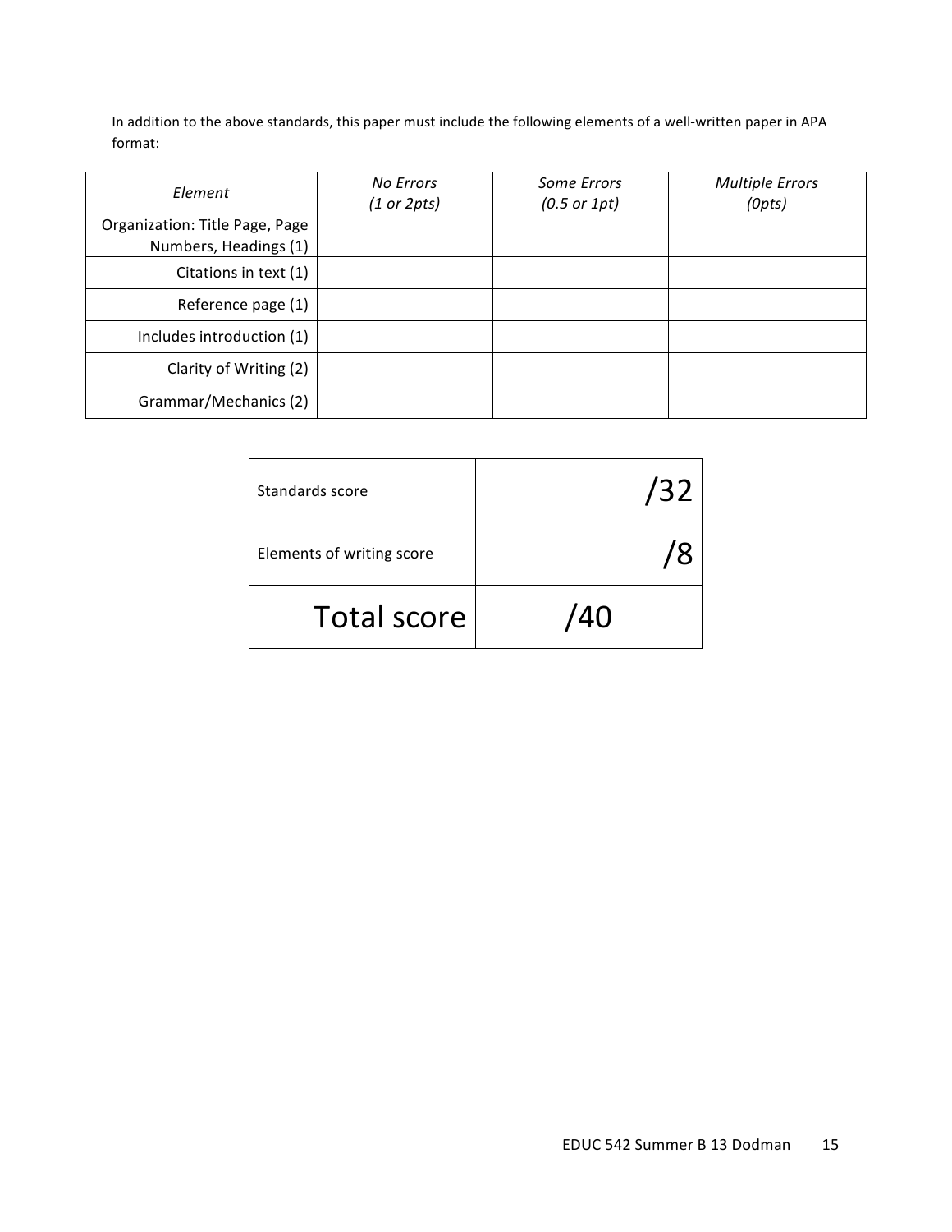In addition to the above standards, this paper must include the following elements of a well-written paper in APA format:

| *Element* | *No Errors (1 or 2pts)* | *Some Errors (0.5 or 1pt)* | *Multiple Errors (0pts)* |
|---|---|---|---|
| Organization: Title Page, Page Numbers, Headings (1) | | | |
| Citations in text (1) | | | |
| Reference page (1) | | | |
| Includes introduction (1) | | | |
| Clarity of Writing (2) | | | |
| Grammar/Mechanics (2) | | | |

| | |
|---|---|
| Standards score | /32 |
| Elements of writing score | /8 |
| Total score | /40 |